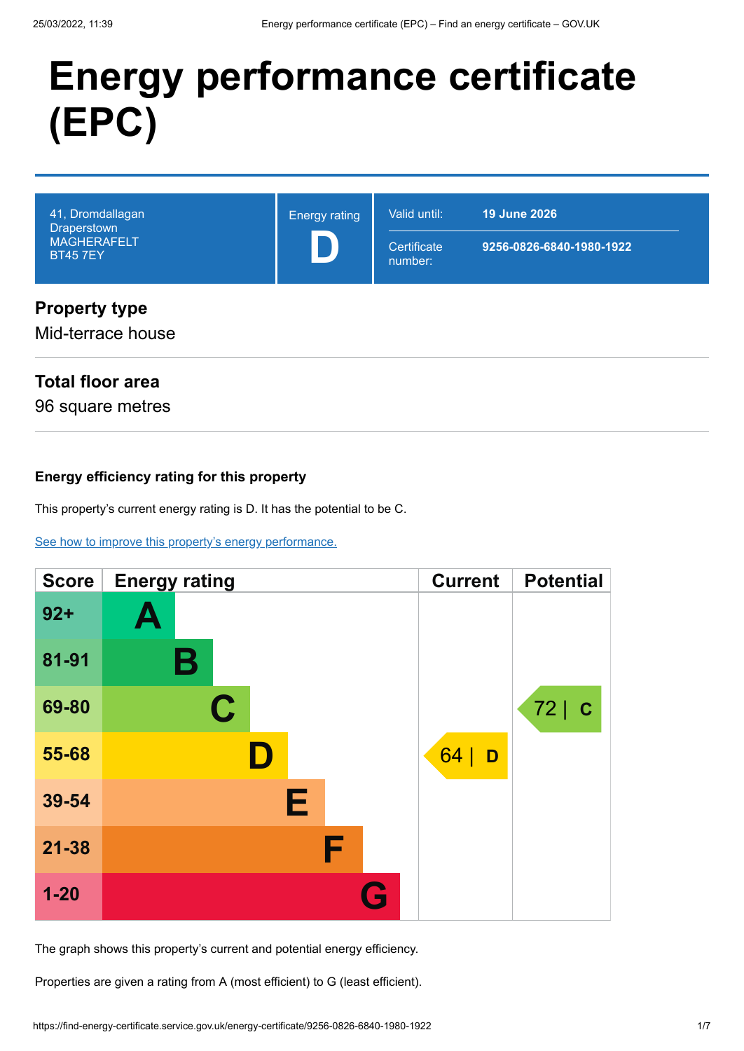# Energy performance certificate (EPC)

| 41, Dromdallagan<br>Draperstown<br>MAGHERAFELT<br>BT45 7EY | Energy rating<br>**D** | Valid until: **19 June 2026**<br>Certificate number: **9256-0826-6840-1980-1922** |
|---|---|---|

## Property type

Mid-terrace house

## Total floor area

96 square metres

### Energy efficiency rating for this property

This property's current energy rating is D. It has the potential to be C.

[See how to improve this property's energy performance.](#)

| Score | Energy rating | Current | Potential |
|---|---|---|---|
| 92+ | A | | |
| 81-91 | B | | |
| 69-80 | C | | 72 \| C |
| 55-68 | D | 64 \| D | |
| 39-54 | E | | |
| 21-38 | F | | |
| 1-20 | G | | |

The graph shows this property's current and potential energy efficiency.

Properties are given a rating from A (most efficient) to G (least efficient).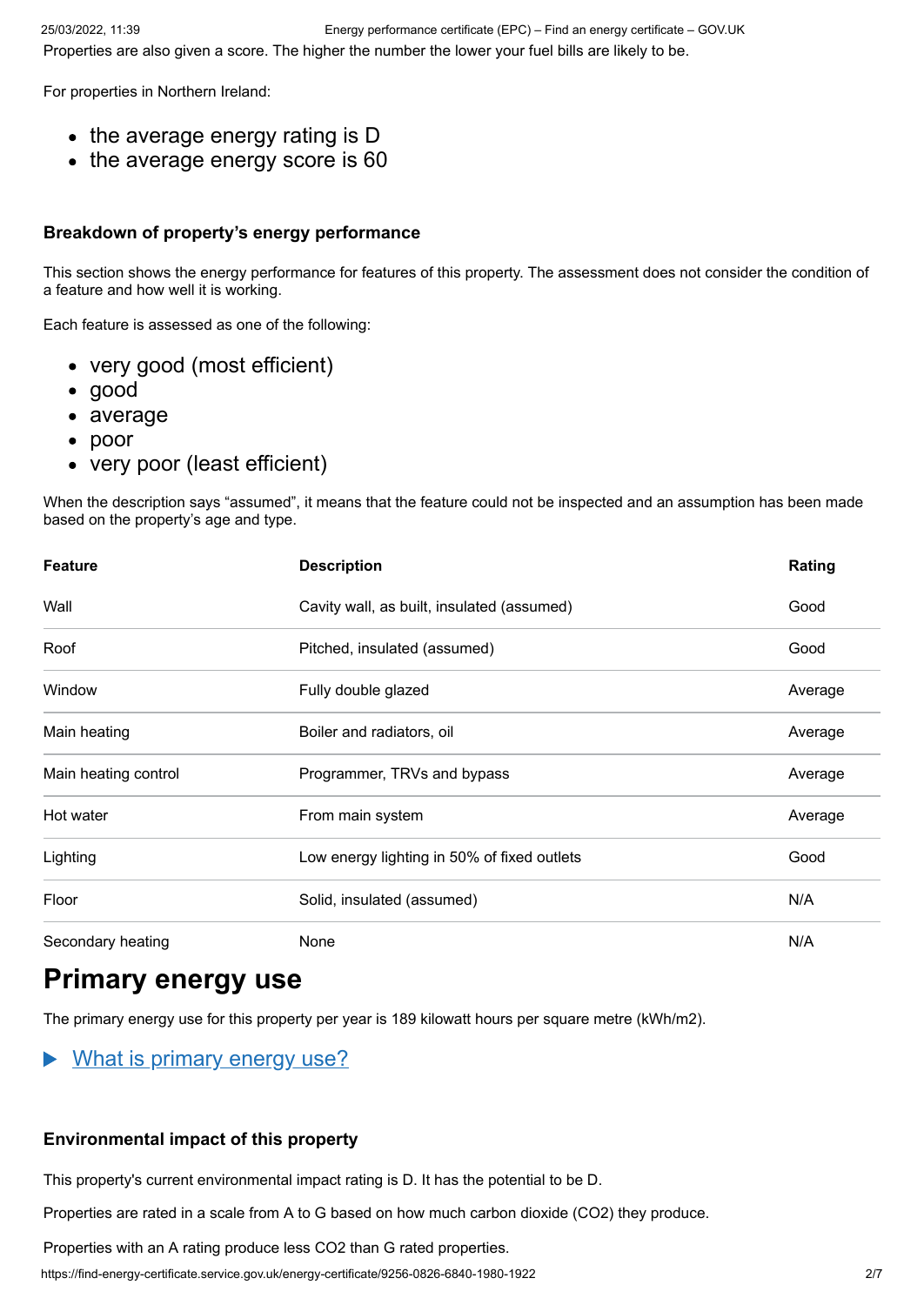Properties are also given a score. The higher the number the lower your fuel bills are likely to be.

For properties in Northern Ireland:

- the average energy rating is D
- the average energy score is 60

### Breakdown of property's energy performance

This section shows the energy performance for features of this property. The assessment does not consider the condition of a feature and how well it is working.

Each feature is assessed as one of the following:

- very good (most efficient)
- good
- average
- poor
- very poor (least efficient)

When the description says "assumed", it means that the feature could not be inspected and an assumption has been made based on the property's age and type.

| Feature | Description | Rating |
|---|---|---|
| Wall | Cavity wall, as built, insulated (assumed) | Good |
| Roof | Pitched, insulated (assumed) | Good |
| Window | Fully double glazed | Average |
| Main heating | Boiler and radiators, oil | Average |
| Main heating control | Programmer, TRVs and bypass | Average |
| Hot water | From main system | Average |
| Lighting | Low energy lighting in 50% of fixed outlets | Good |
| Floor | Solid, insulated (assumed) | N/A |
| Secondary heating | None | N/A |

## Primary energy use

The primary energy use for this property per year is 189 kilowatt hours per square metre (kWh/m2).

▶ What is primary energy use?

### Environmental impact of this property

This property's current environmental impact rating is D. It has the potential to be D.

Properties are rated in a scale from A to G based on how much carbon dioxide ($CO_2$) they produce.

Properties with an A rating produce less $CO_2$ than G rated properties.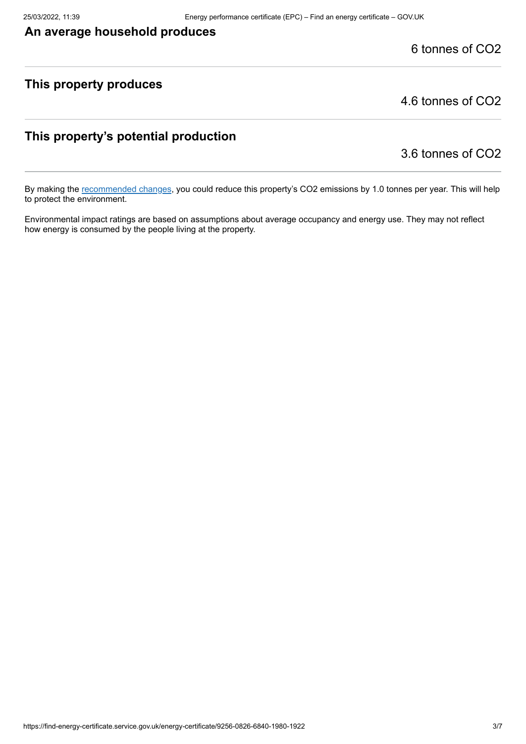### An average household produces

6 tonnes of $CO_2$

### This property produces

4.6 tonnes of $CO_2$

### This property's potential production

3.6 tonnes of $CO_2$

By making the recommended changes, you could reduce this property's $CO_2$ emissions by 1.0 tonnes per year. This will help to protect the environment.

Environmental impact ratings are based on assumptions about average occupancy and energy use. They may not reflect how energy is consumed by the people living at the property.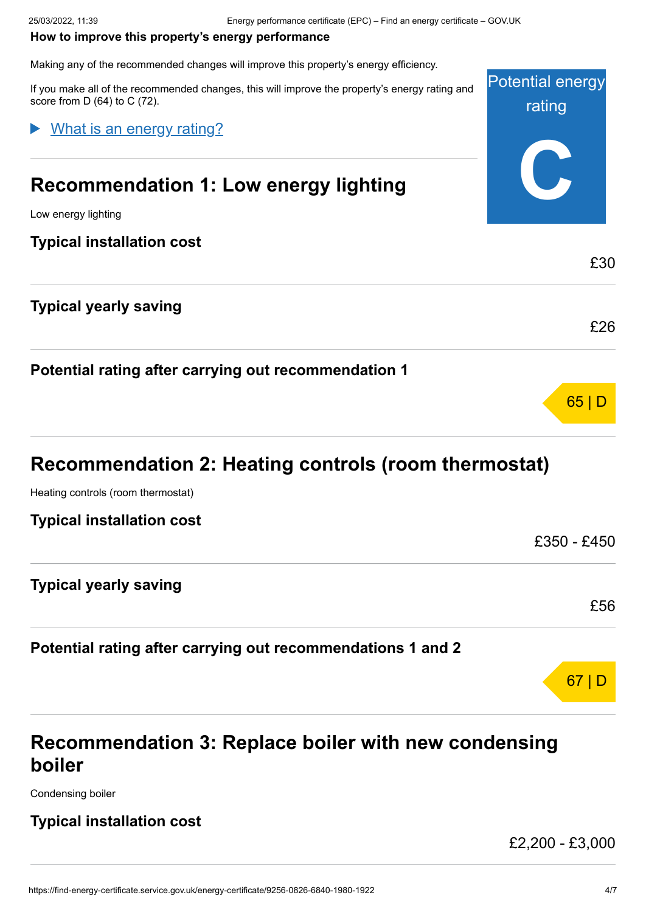**How to improve this property's energy performance**

Making any of the recommended changes will improve this property's energy efficiency.

If you make all of the recommended changes, this will improve the property's energy rating and score from D (64) to C (72).

Potential energy rating

**C**

▶ What is an energy rating?

## Recommendation 1: Low energy lighting

Low energy lighting

**Typical installation cost**

£30

**Typical yearly saving**

£26

**Potential rating after carrying out recommendation 1**

65 | D

## Recommendation 2: Heating controls (room thermostat)

Heating controls (room thermostat)

**Typical installation cost**

£350 - £450

**Typical yearly saving**

£56

**Potential rating after carrying out recommendations 1 and 2**

67 | D

## Recommendation 3: Replace boiler with new condensing boiler

Condensing boiler

**Typical installation cost**

£2,200 - £3,000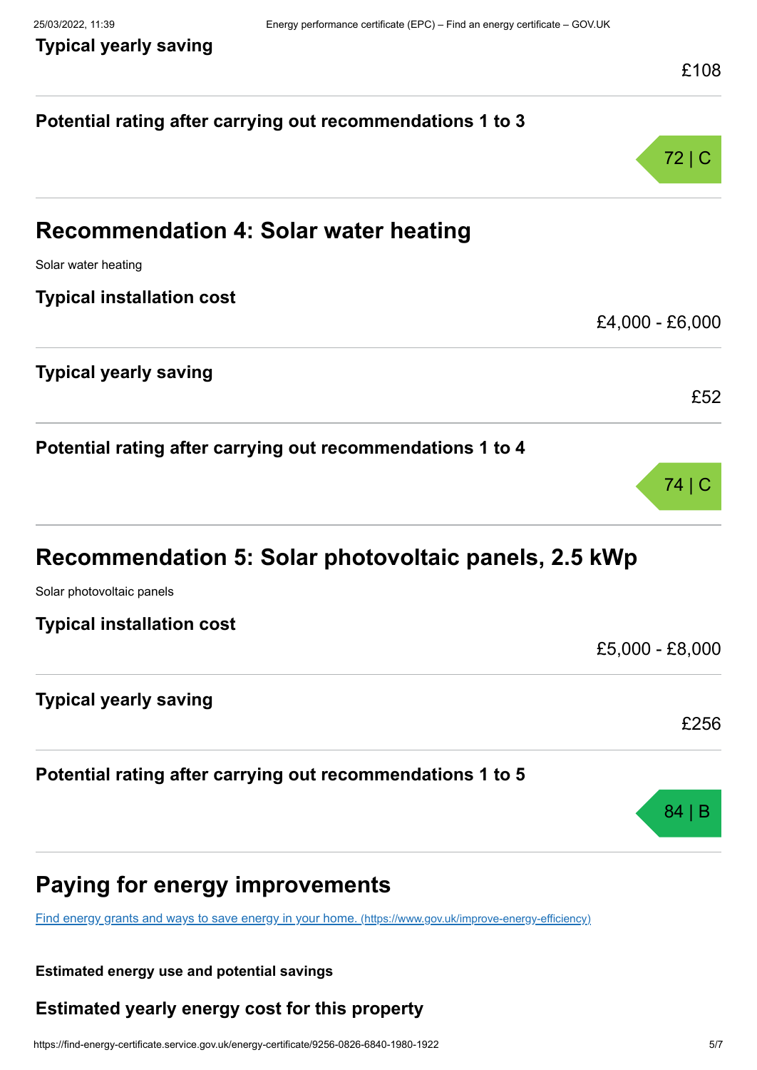**Typical yearly saving**

£108

**Potential rating after carrying out recommendations 1 to 3**

72 | C

## Recommendation 4: Solar water heating

Solar water heating

**Typical installation cost**

£4,000 - £6,000

**Typical yearly saving**

£52

**Potential rating after carrying out recommendations 1 to 4**

74 | C

## Recommendation 5: Solar photovoltaic panels, 2.5 kWp

Solar photovoltaic panels

**Typical installation cost**

£5,000 - £8,000

**Typical yearly saving**

£256

**Potential rating after carrying out recommendations 1 to 5**

84 | B

## Paying for energy improvements

[Find energy grants and ways to save energy in your home. (https://www.gov.uk/improve-energy-efficiency)](https://www.gov.uk/improve-energy-efficiency)

**Estimated energy use and potential savings**

### Estimated yearly energy cost for this property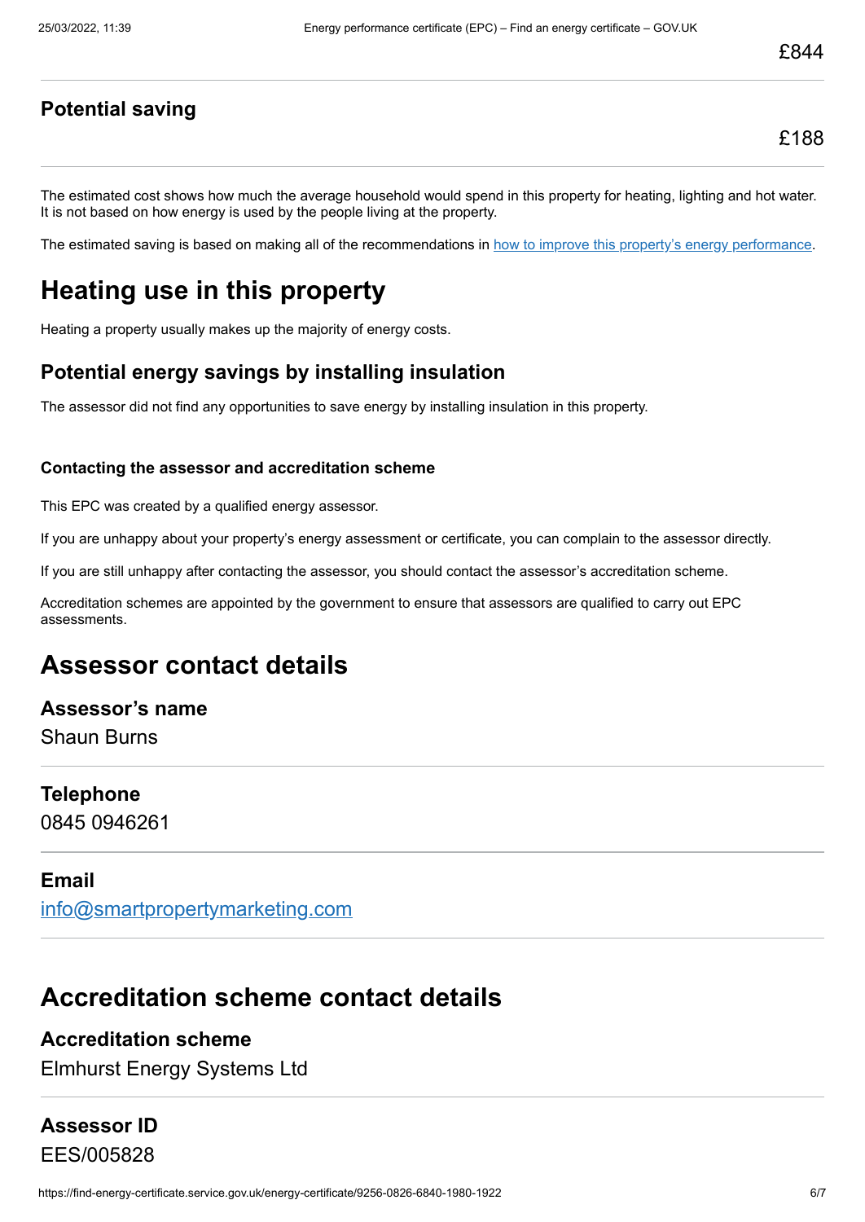£844

### Potential saving

£188

The estimated cost shows how much the average household would spend in this property for heating, lighting and hot water. It is not based on how energy is used by the people living at the property.

The estimated saving is based on making all of the recommendations in [how to improve this property's energy performance](#).

## Heating use in this property

Heating a property usually makes up the majority of energy costs.

### Potential energy savings by installing insulation

The assessor did not find any opportunities to save energy by installing insulation in this property.

#### Contacting the assessor and accreditation scheme

This EPC was created by a qualified energy assessor.

If you are unhappy about your property's energy assessment or certificate, you can complain to the assessor directly.

If you are still unhappy after contacting the assessor, you should contact the assessor's accreditation scheme.

Accreditation schemes are appointed by the government to ensure that assessors are qualified to carry out EPC assessments.

## Assessor contact details

### Assessor's name

Shaun Burns

### Telephone

0845 0946261

### Email

[info@smartpropertymarketing.com](mailto:info@smartpropertymarketing.com)

## Accreditation scheme contact details

### Accreditation scheme

Elmhurst Energy Systems Ltd

### Assessor ID

EES/005828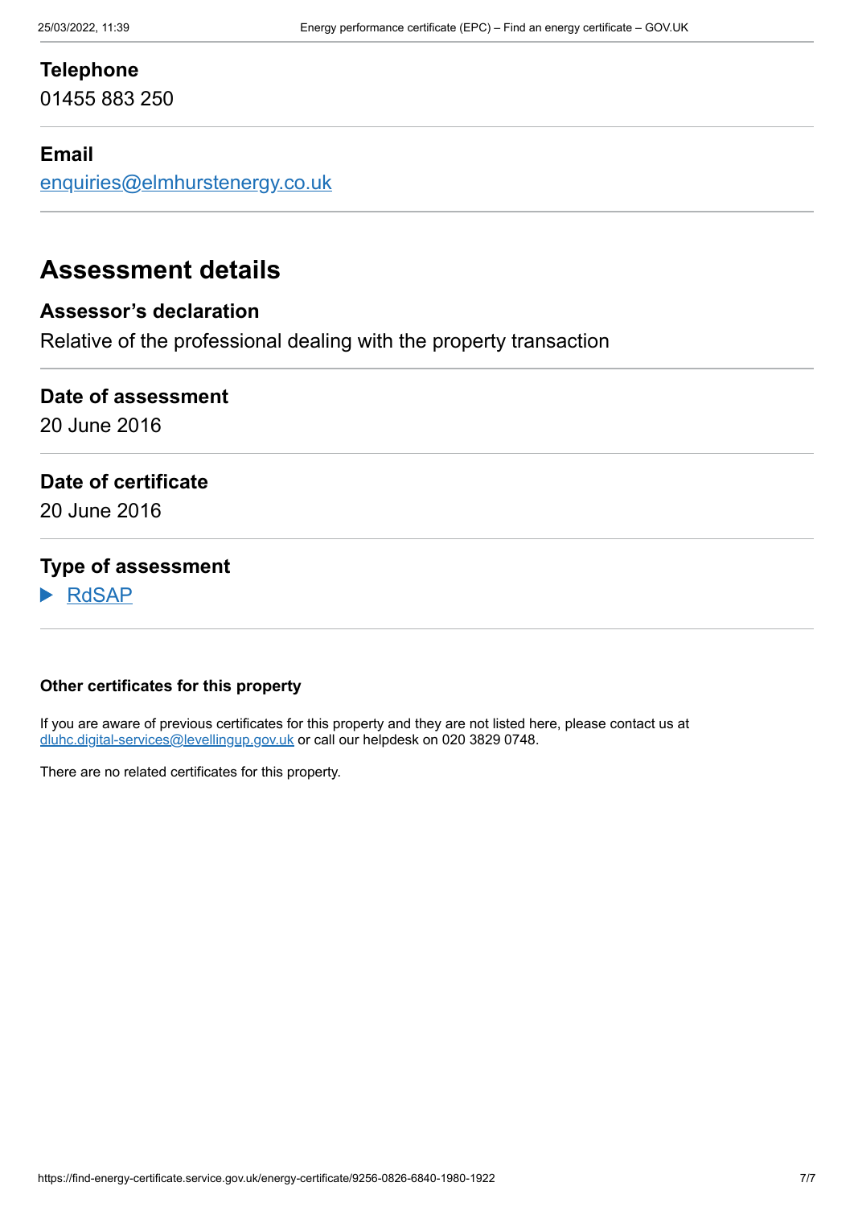### Telephone

01455 883 250

### Email

enquiries@elmhurstenergy.co.uk

## Assessment details

### Assessor's declaration

Relative of the professional dealing with the property transaction

### Date of assessment

20 June 2016

### Date of certificate

20 June 2016

### Type of assessment

▶ RdSAP

**Other certificates for this property**

If you are aware of previous certificates for this property and they are not listed here, please contact us at dluhc.digital-services@levellingup.gov.uk or call our helpdesk on 020 3829 0748.

There are no related certificates for this property.